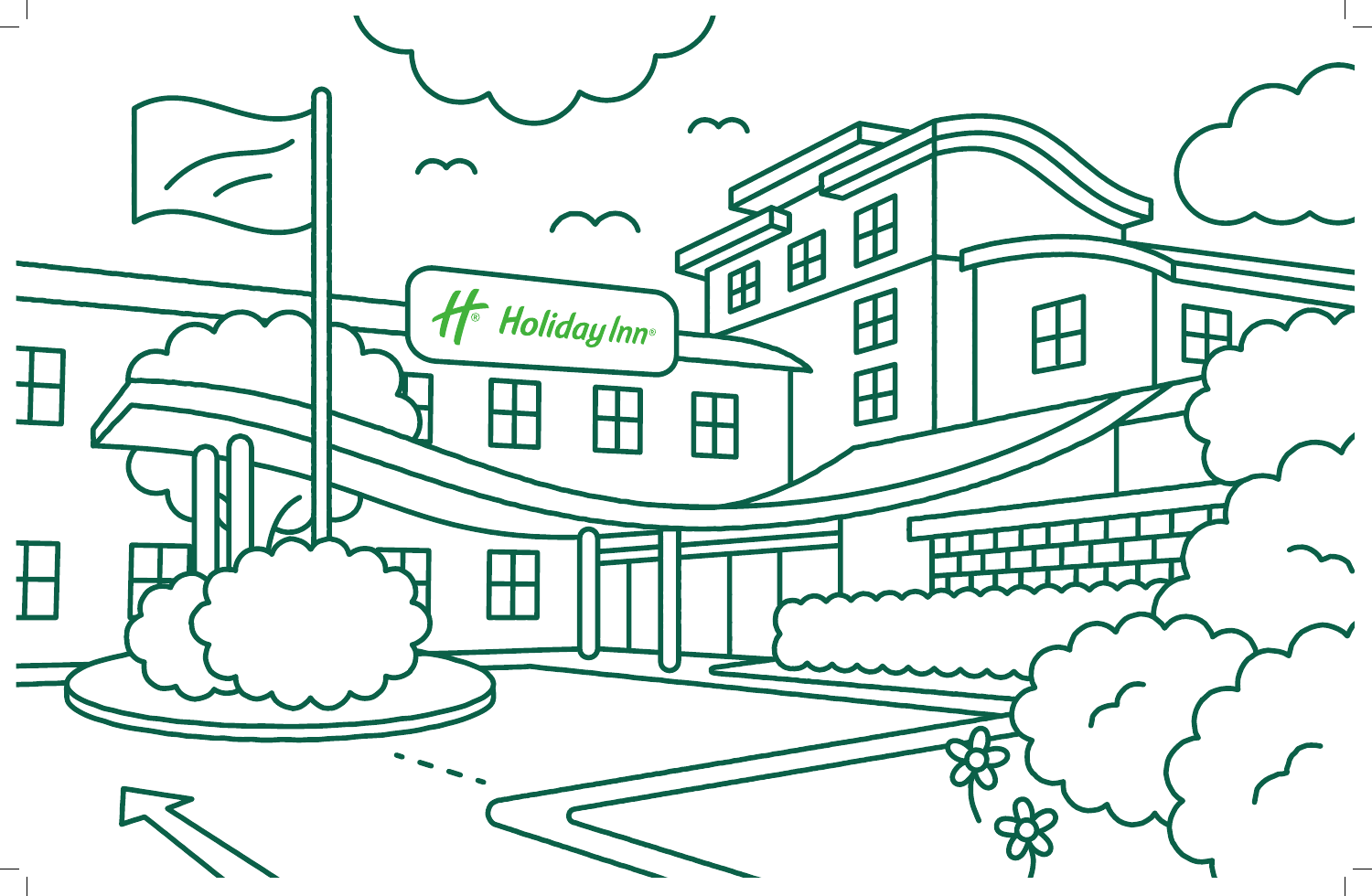Holiday Inn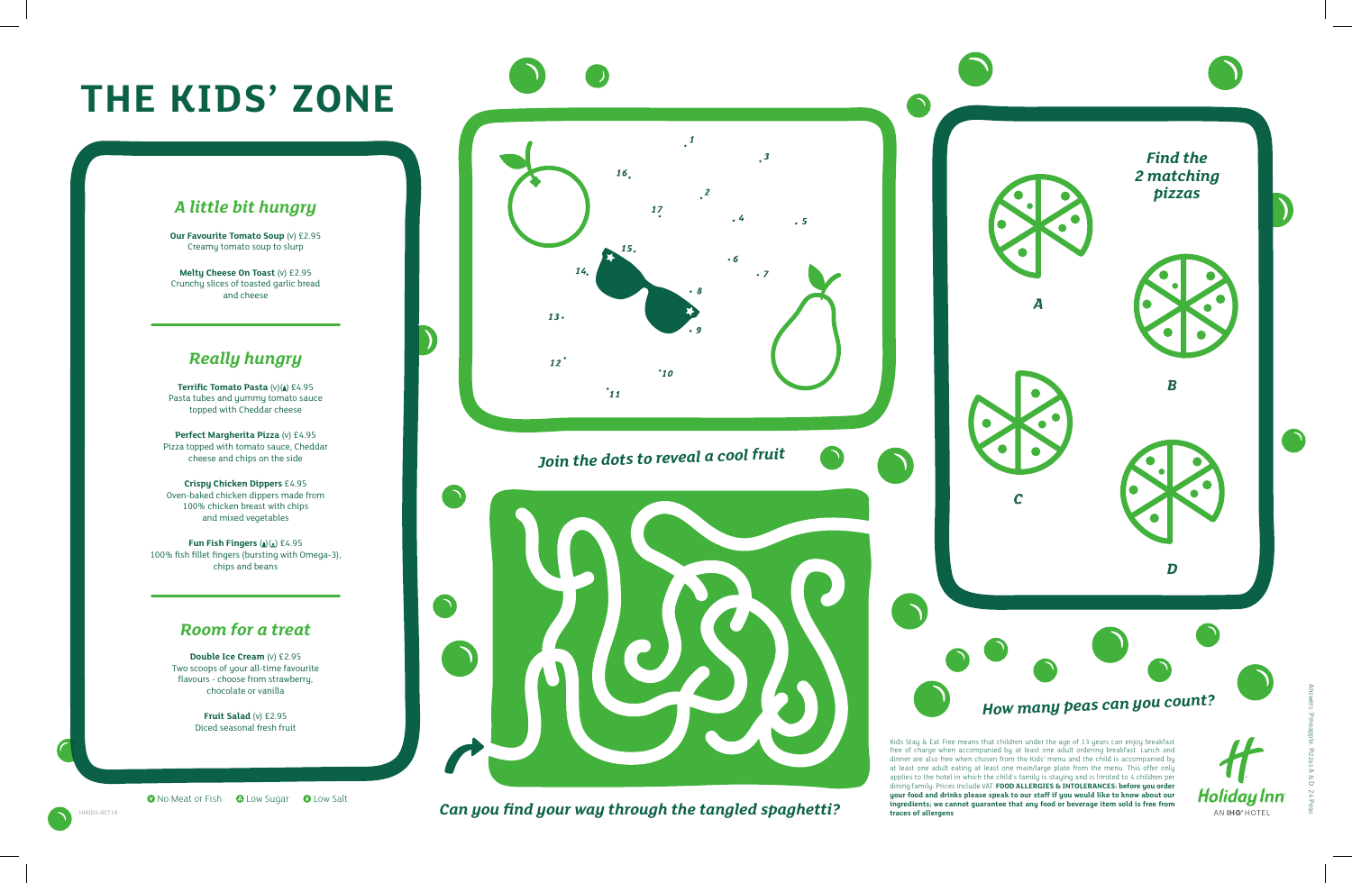# THE KIDS' ZONE

## A little bit hungry

**Our Favourite Tomato Soup** (v) £2.95
Creamy tomato soup to slurp

**Melty Cheese On Toast** (v) £2.95
Crunchy slices of toasted garlic bread and cheese

## Really hungry

**Terrific Tomato Pasta** (v)(♦) £4.95
Pasta tubes and yummy tomato sauce topped with Cheddar cheese

**Perfect Margherita Pizza** (v) £4.95
Pizza topped with tomato sauce, Cheddar cheese and chips on the side

**Crispy Chicken Dippers** £4.95
Oven-baked chicken dippers made from 100% chicken breast with chips and mixed vegetables

**Fun Fish Fingers** (♦)(▲) £4.95
100% fish fillet fingers (bursting with Omega-3), chips and beans

## Room for a treat

**Double Ice Cream** (v) £2.95
Two scoops of your all-time favourite flavours - choose from strawberry, chocolate or vanilla

**Fruit Salad** (v) £2.95
Diced seasonal fresh fruit

No Meat or Fish · Low Sugar · Low Salt

HIKIDS-OCT18

*Join the dots to reveal a cool fruit*

*Can you find your way through the tangled spaghetti?*

*Find the 2 matching pizzas*

A B C D

*How many peas can you count?*

Kids Stay & Eat Free means that children under the age of 13 years can enjoy breakfast free of charge when accompanied by at least one adult ordering breakfast. Lunch and dinner are also free when chosen from the Kids' menu and the child is accompanied by at least one adult eating at least one main/large plate from the menu. This offer only applies to the hotel in which the child's family is staying and is limited to 4 children per dining family. Prices include VAT. **FOOD ALLERGIES & INTOLERANCES: before you order your food and drinks please speak to our staff if you would like to know about our ingredients; we cannot guarantee that any food or beverage item sold is free from traces of allergens**

Holiday Inn
AN IHG® HOTEL

Answers: Pineapple. Pizzas A & D. 24 Peas